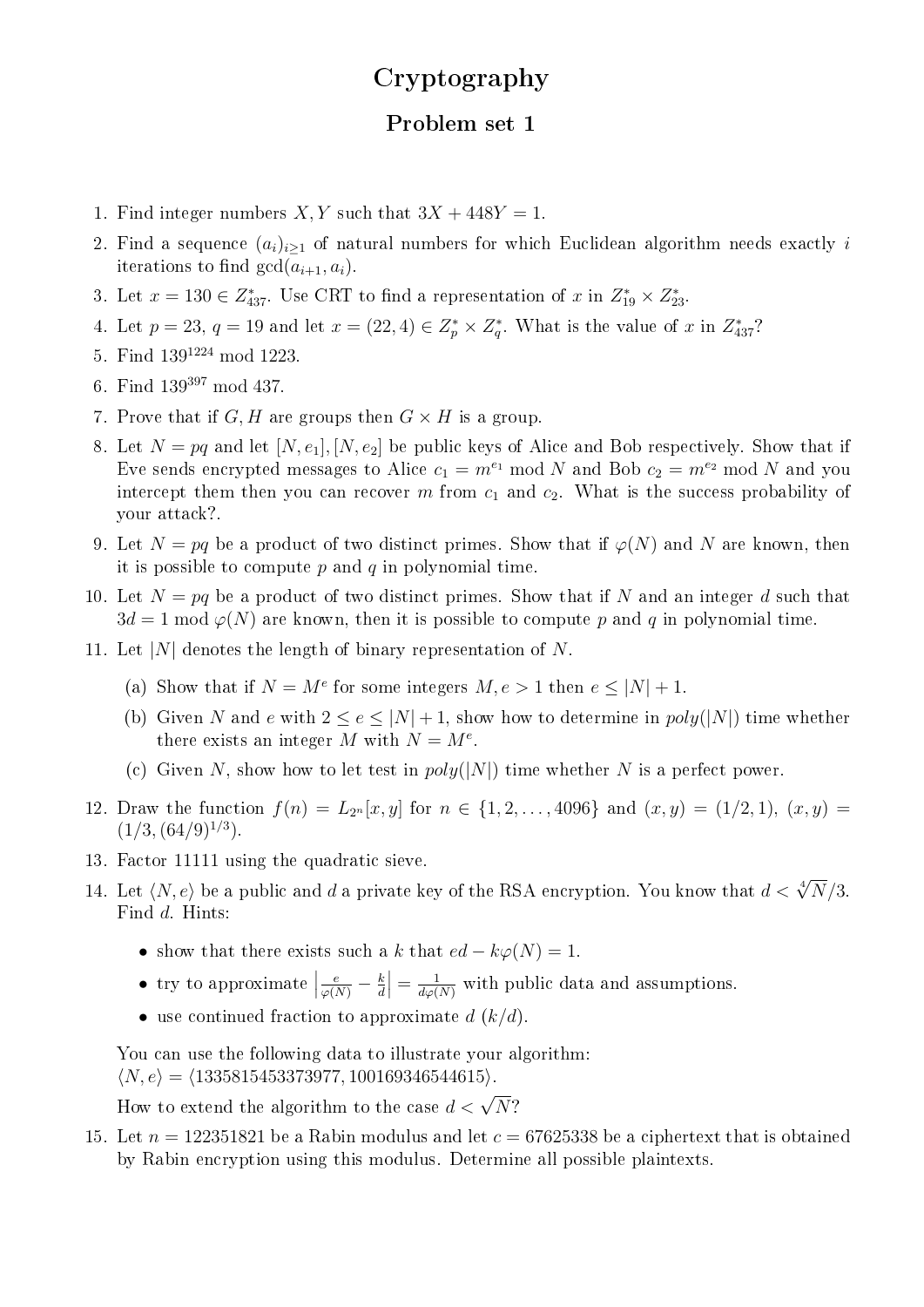# Cryptography

## Problem set 1

1. Find integer numbers $X, Y$ such that $3X + 448Y = 1$.
2. Find a sequence $(a_i)_{i \geq 1}$ of natural numbers for which Euclidean algorithm needs exactly $i$ iterations to find $\gcd(a_{i+1}, a_i)$.
3. Let $x = 130 \in Z^*_{437}$. Use CRT to find a representation of $x$ in $Z^*_{19} \times Z^*_{23}$.
4. Let $p = 23$, $q = 19$ and let $x = (22, 4) \in Z^*_p \times Z^*_q$. What is the value of $x$ in $Z^*_{437}$?
5. Find $139^{1224} \bmod 1223$.
6. Find $139^{397} \bmod 437$.
7. Prove that if $G, H$ are groups then $G \times H$ is a group.
8. Let $N = pq$ and let $[N, e_1], [N, e_2]$ be public keys of Alice and Bob respectively. Show that if Eve sends encrypted messages to Alice $c_1 = m^{e_1} \bmod N$ and Bob $c_2 = m^{e_2} \bmod N$ and you intercept them then you can recover $m$ from $c_1$ and $c_2$. What is the success probability of your attack?.
9. Let $N = pq$ be a product of two distinct primes. Show that if $\varphi(N)$ and $N$ are known, then it is possible to compute $p$ and $q$ in polynomial time.
10. Let $N = pq$ be a product of two distinct primes. Show that if $N$ and an integer $d$ such that $3d = 1 \bmod \varphi(N)$ are known, then it is possible to compute $p$ and $q$ in polynomial time.
11. Let $|N|$ denotes the length of binary representation of $N$.
    - (a) Show that if $N = M^e$ for some integers $M, e > 1$ then $e \leq |N| + 1$.
    - (b) Given $N$ and $e$ with $2 \leq e \leq |N| + 1$, show how to determine in $poly(|N|)$ time whether there exists an integer $M$ with $N = M^e$.
    - (c) Given $N$, show how to let test in $poly(|N|)$ time whether $N$ is a perfect power.
12. Draw the function $f(n) = L_{2^n}[x, y]$ for $n \in \{1, 2, \ldots, 4096\}$ and $(x, y) = (1/2, 1)$, $(x, y) = (1/3, (64/9)^{1/3})$.
13. Factor 11111 using the quadratic sieve.
14. Let $\langle N, e \rangle$ be a public and $d$ a private key of the RSA encryption. You know that $d < \sqrt[4]{N}/3$. Find $d$. Hints:
    - show that there exists such a $k$ that $ed - k\varphi(N) = 1$.
    - try to approximate $\left| \frac{e}{\varphi(N)} - \frac{k}{d} \right| = \frac{1}{d\varphi(N)}$ with public data and assumptions.
    - use continued fraction to approximate $d$ $(k/d)$.

    You can use the following data to illustrate your algorithm:
    $\langle N, e \rangle = \langle 1335815453373977, 100169346544615 \rangle$.

    How to extend the algorithm to the case $d < \sqrt{N}$?
15. Let $n = 122351821$ be a Rabin modulus and let $c = 67625338$ be a ciphertext that is obtained by Rabin encryption using this modulus. Determine all possible plaintexts.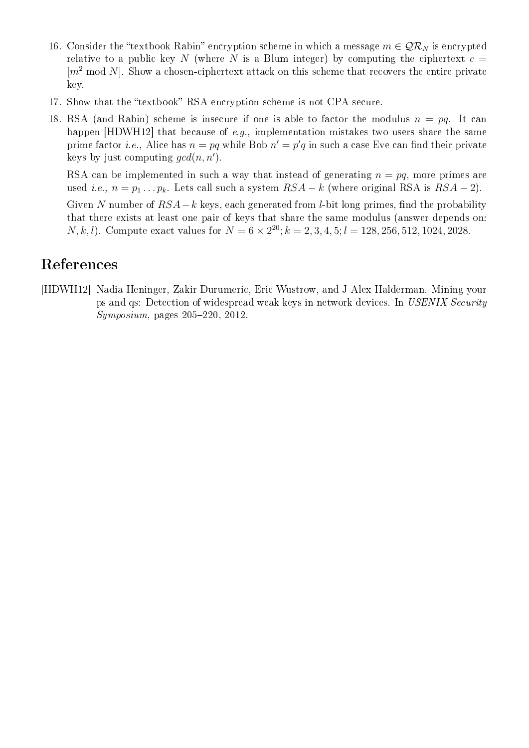16. Consider the "textbook Rabin" encryption scheme in which a message $m \in \mathcal{QR}_N$ is encrypted relative to a public key $N$ (where $N$ is a Blum integer) by computing the ciphertext $c = [m^2 \bmod N]$. Show a chosen-ciphertext attack on this scheme that recovers the entire private key.

17. Show that the "textbook" RSA encryption scheme is not CPA-secure.

18. RSA (and Rabin) scheme is insecure if one is able to factor the modulus $n = pq$. It can happen [HDWH12] that because of *e.g.,* implementation mistakes two users share the same prime factor *i.e.,* Alice has $n = pq$ while Bob $n' = p'q$ in such a case Eve can find their private keys by just computing $gcd(n, n')$.

    RSA can be implemented in such a way that instead of generating $n = pq$, more primes are used *i.e.,* $n = p_1 \dots p_k$. Lets call such a system $RSA - k$ (where original RSA is $RSA - 2$).

    Given $N$ number of $RSA-k$ keys, each generated from $l$-bit long primes, find the probability that there exists at least one pair of keys that share the same modulus (answer depends on: $N, k, l$). Compute exact values for $N = 6 \times 2^{20}; k = 2, 3, 4, 5; l = 128, 256, 512, 1024, 2028$.

# References

[HDWH12] Nadia Heninger, Zakir Durumeric, Eric Wustrow, and J Alex Halderman. Mining your ps and qs: Detection of widespread weak keys in network devices. In *USENIX Security Symposium*, pages 205–220, 2012.